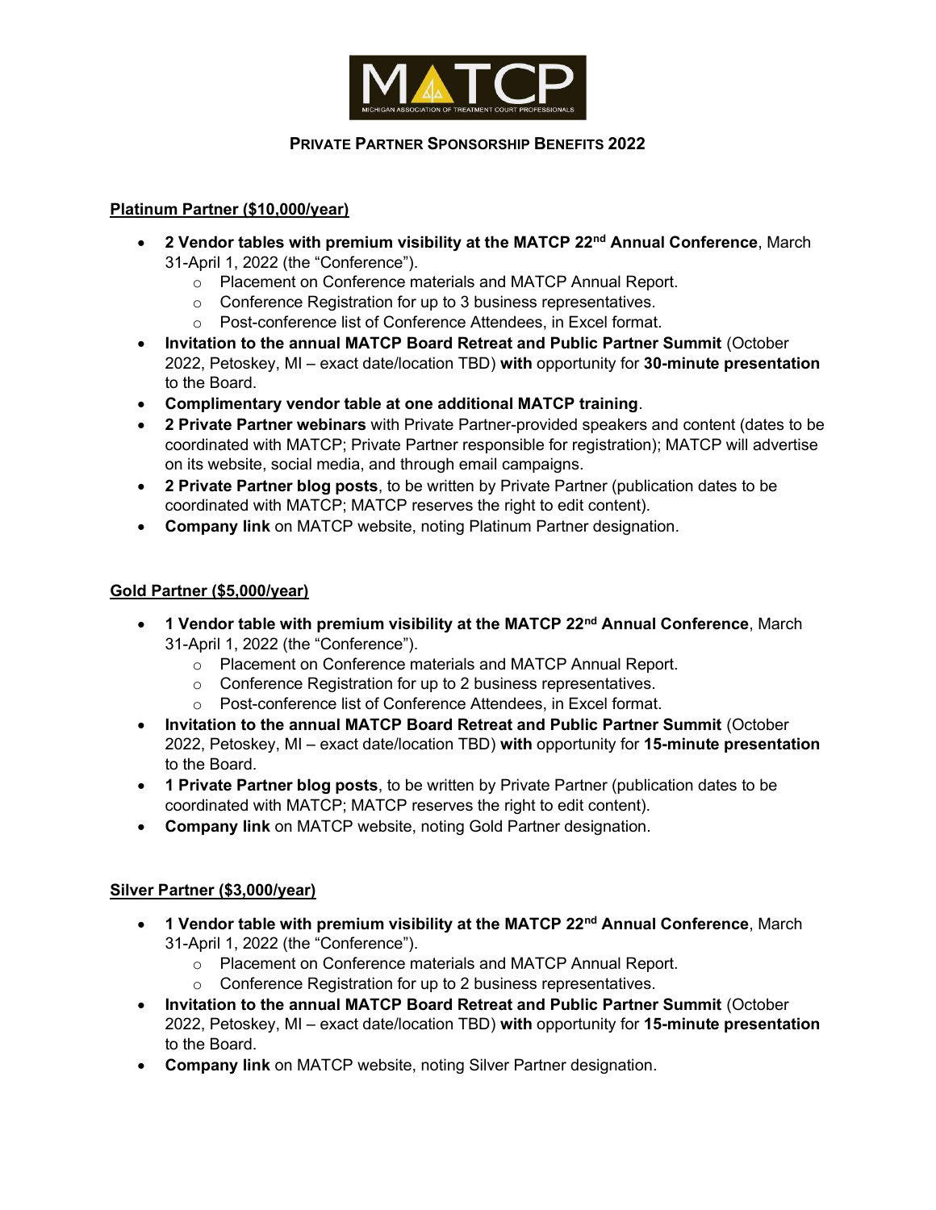# Private Partner Sponsorship Benefits 2022

## Platinum Partner ($10,000/year)

- **2 Vendor tables with premium visibility at the MATCP 22nd Annual Conference**, March 31-April 1, 2022 (the "Conference").
  - Placement on Conference materials and MATCP Annual Report.
  - Conference Registration for up to 3 business representatives.
  - Post-conference list of Conference Attendees, in Excel format.
- **Invitation to the annual MATCP Board Retreat and Public Partner Summit** (October 2022, Petoskey, MI – exact date/location TBD) **with** opportunity for **30-minute presentation** to the Board.
- **Complimentary vendor table at one additional MATCP training**.
- **2 Private Partner webinars** with Private Partner-provided speakers and content (dates to be coordinated with MATCP; Private Partner responsible for registration); MATCP will advertise on its website, social media, and through email campaigns.
- **2 Private Partner blog posts**, to be written by Private Partner (publication dates to be coordinated with MATCP; MATCP reserves the right to edit content).
- **Company link** on MATCP website, noting Platinum Partner designation.

## Gold Partner ($5,000/year)

- **1 Vendor table with premium visibility at the MATCP 22nd Annual Conference**, March 31-April 1, 2022 (the "Conference").
  - Placement on Conference materials and MATCP Annual Report.
  - Conference Registration for up to 2 business representatives.
  - Post-conference list of Conference Attendees, in Excel format.
- **Invitation to the annual MATCP Board Retreat and Public Partner Summit** (October 2022, Petoskey, MI – exact date/location TBD) **with** opportunity for **15-minute presentation** to the Board.
- **1 Private Partner blog posts**, to be written by Private Partner (publication dates to be coordinated with MATCP; MATCP reserves the right to edit content).
- **Company link** on MATCP website, noting Gold Partner designation.

## Silver Partner ($3,000/year)

- **1 Vendor table with premium visibility at the MATCP 22nd Annual Conference**, March 31-April 1, 2022 (the "Conference").
  - Placement on Conference materials and MATCP Annual Report.
  - Conference Registration for up to 2 business representatives.
- **Invitation to the annual MATCP Board Retreat and Public Partner Summit** (October 2022, Petoskey, MI – exact date/location TBD) **with** opportunity for **15-minute presentation** to the Board.
- **Company link** on MATCP website, noting Silver Partner designation.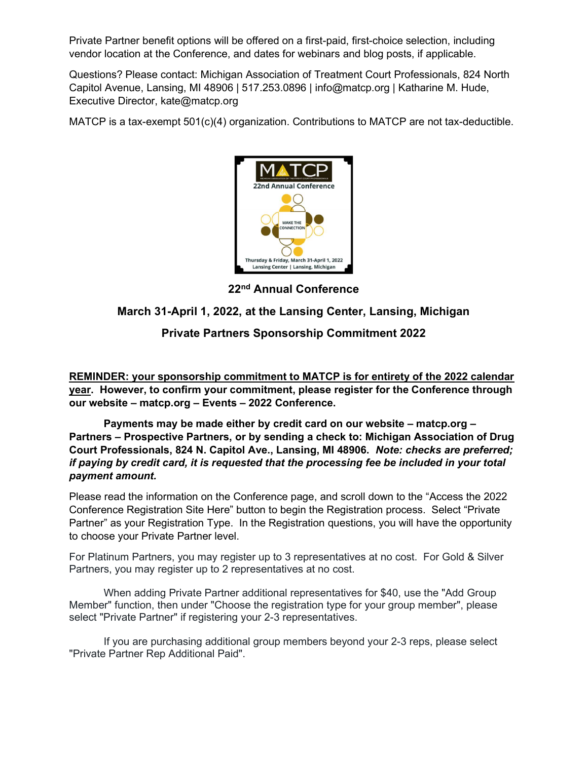Private Partner benefit options will be offered on a first-paid, first-choice selection, including vendor location at the Conference, and dates for webinars and blog posts, if applicable.

Questions? Please contact: Michigan Association of Treatment Court Professionals, 824 North Capitol Avenue, Lansing, MI 48906 | 517.253.0896 | info@matcp.org | Katharine M. Hude, Executive Director, kate@matcp.org

MATCP is a tax-exempt 501(c)(4) organization. Contributions to MATCP are not tax-deductible.

**22nd Annual Conference**

**March 31-April 1, 2022, at the Lansing Center, Lansing, Michigan**

**Private Partners Sponsorship Commitment 2022**

**REMINDER: your sponsorship commitment to MATCP is for entirety of the 2022 calendar year. However, to confirm your commitment, please register for the Conference through our website – matcp.org – Events – 2022 Conference.**

**Payments may be made either by credit card on our website – matcp.org – Partners – Prospective Partners, or by sending a check to: Michigan Association of Drug Court Professionals, 824 N. Capitol Ave., Lansing, MI 48906.** ***Note: checks are preferred; if paying by credit card, it is requested that the processing fee be included in your total payment amount.***

Please read the information on the Conference page, and scroll down to the "Access the 2022 Conference Registration Site Here" button to begin the Registration process. Select "Private Partner" as your Registration Type. In the Registration questions, you will have the opportunity to choose your Private Partner level.

For Platinum Partners, you may register up to 3 representatives at no cost. For Gold & Silver Partners, you may register up to 2 representatives at no cost.

When adding Private Partner additional representatives for $40, use the "Add Group Member" function, then under "Choose the registration type for your group member", please select "Private Partner" if registering your 2-3 representatives.

If you are purchasing additional group members beyond your 2-3 reps, please select "Private Partner Rep Additional Paid".